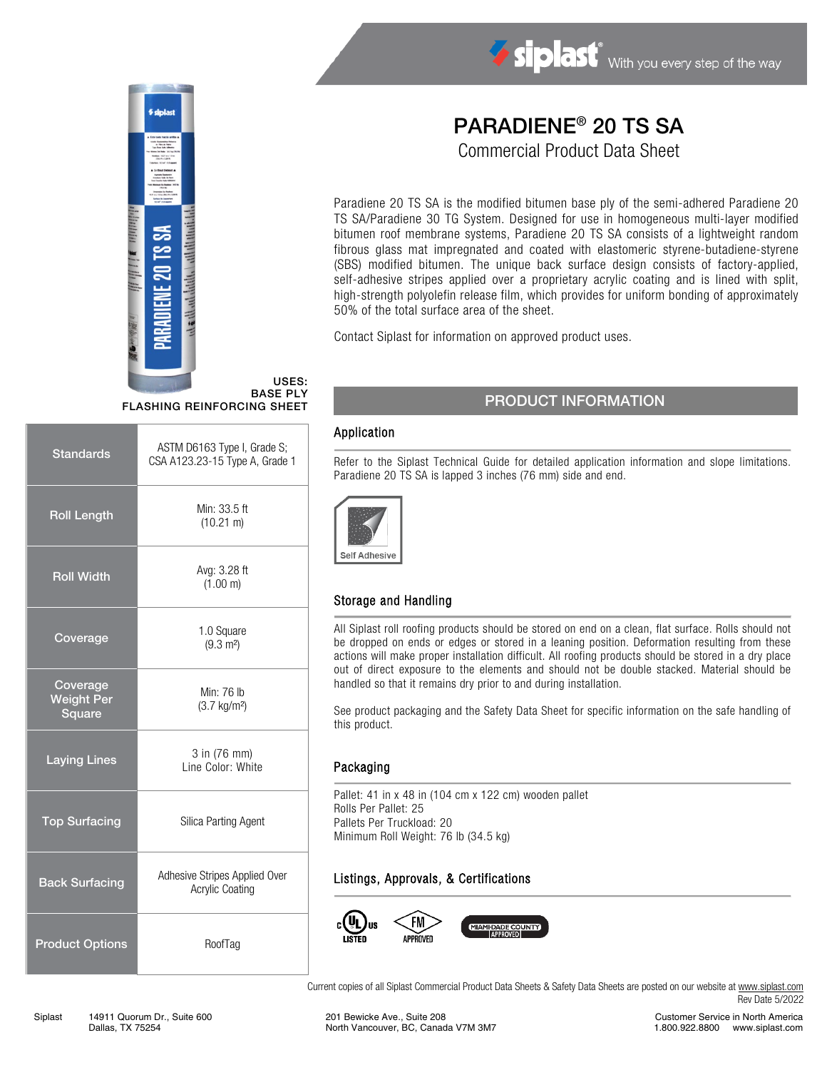siplast® With you every step of the way

# PARADIENE® 20 TS SA

## Commercial Product Data Sheet

Paradiene 20 TS SA is the modified bitumen base ply of the semi-adhered Paradiene 20 TS SA/Paradiene 30 TG System. Designed for use in homogeneous multi-layer modified bitumen roof membrane systems, Paradiene 20 TS SA consists of a lightweight random fibrous glass mat impregnated and coated with elastomeric styrene-butadiene-styrene (SBS) modified bitumen. The unique back surface design consists of factory-applied, self-adhesive stripes applied over a proprietary acrylic coating and is lined with split, high-strength polyolefin release film, which provides for uniform bonding of approximately 50% of the total surface area of the sheet.

Contact Siplast for information on approved product uses.

**USES:**
**BASE PLY**
**FLASHING REINFORCING SHEET**

| | |
|---|---|
| **Standards** | ASTM D6163 Type I, Grade S; CSA A123.23-15 Type A, Grade 1 |
| **Roll Length** | Min: 33.5 ft (10.21 m) |
| **Roll Width** | Avg: 3.28 ft (1.00 m) |
| **Coverage** | 1.0 Square (9.3 m²) |
| **Coverage Weight Per Square** | Min: 76 lb (3.7 kg/m²) |
| **Laying Lines** | 3 in (76 mm) Line Color: White |
| **Top Surfacing** | Silica Parting Agent |
| **Back Surfacing** | Adhesive Stripes Applied Over Acrylic Coating |
| **Product Options** | RoofTag |

## PRODUCT INFORMATION

### Application

Refer to the Siplast Technical Guide for detailed application information and slope limitations. Paradiene 20 TS SA is lapped 3 inches (76 mm) side and end.

Self Adhesive

### Storage and Handling

All Siplast roll roofing products should be stored on end on a clean, flat surface. Rolls should not be dropped on ends or edges or stored in a leaning position. Deformation resulting from these actions will make proper installation difficult. All roofing products should be stored in a dry place out of direct exposure to the elements and should not be double stacked. Material should be handled so that it remains dry prior to and during installation.

See product packaging and the Safety Data Sheet for specific information on the safe handling of this product.

### Packaging

Pallet: 41 in x 48 in (104 cm x 122 cm) wooden pallet
Rolls Per Pallet: 25
Pallets Per Truckload: 20
Minimum Roll Weight: 76 lb (34.5 kg)

### Listings, Approvals, & Certifications

c UL us LISTED — FM APPROVED — MIAMI-DADE COUNTY APPROVED

Current copies of all Siplast Commercial Product Data Sheets & Safety Data Sheets are posted on our website at www.siplast.com
Rev Date 5/2022

Siplast 14911 Quorum Dr., Suite 600 Dallas, TX 75254 | 201 Bewicke Ave., Suite 208 North Vancouver, BC, Canada V7M 3M7 | Customer Service in North America 1.800.922.8800 www.siplast.com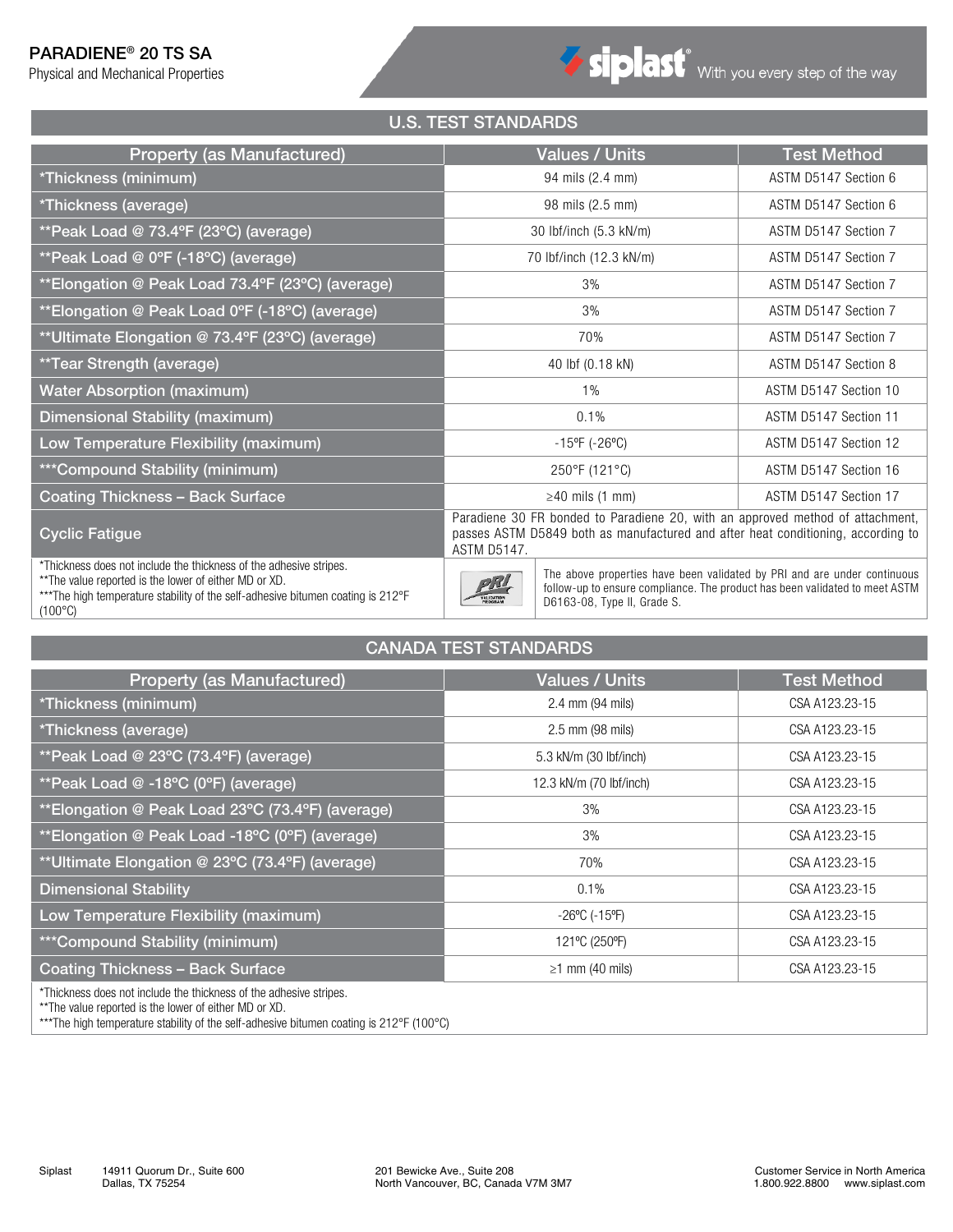# PARADIENE® 20 TS SA

Physical and Mechanical Properties

## U.S. TEST STANDARDS

| Property (as Manufactured) | Values / Units | Test Method |
|---|---|---|
| *Thickness (minimum) | 94 mils (2.4 mm) | ASTM D5147 Section 6 |
| *Thickness (average) | 98 mils (2.5 mm) | ASTM D5147 Section 6 |
| **Peak Load @ 73.4°F (23°C) (average) | 30 lbf/inch (5.3 kN/m) | ASTM D5147 Section 7 |
| **Peak Load @ 0°F (-18°C) (average) | 70 lbf/inch (12.3 kN/m) | ASTM D5147 Section 7 |
| **Elongation @ Peak Load 73.4°F (23°C) (average) | 3% | ASTM D5147 Section 7 |
| **Elongation @ Peak Load 0°F (-18°C) (average) | 3% | ASTM D5147 Section 7 |
| **Ultimate Elongation @ 73.4°F (23°C) (average) | 70% | ASTM D5147 Section 7 |
| **Tear Strength (average) | 40 lbf (0.18 kN) | ASTM D5147 Section 8 |
| Water Absorption (maximum) | 1% | ASTM D5147 Section 10 |
| Dimensional Stability (maximum) | 0.1% | ASTM D5147 Section 11 |
| Low Temperature Flexibility (maximum) | -15ºF (-26ºC) | ASTM D5147 Section 12 |
| ***Compound Stability (minimum) | 250°F (121°C) | ASTM D5147 Section 16 |
| Coating Thickness – Back Surface | ≥40 mils (1 mm) | ASTM D5147 Section 17 |
| Cyclic Fatigue | Paradiene 30 FR bonded to Paradiene 20, with an approved method of attachment, passes ASTM D5849 both as manufactured and after heat conditioning, according to ASTM D5147. | |

*Thickness does not include the thickness of the adhesive stripes.
**The value reported is the lower of either MD or XD.
***The high temperature stability of the self-adhesive bitumen coating is 212°F (100°C)

The above properties have been validated by PRI and are under continuous follow-up to ensure compliance. The product has been validated to meet ASTM D6163-08, Type II, Grade S.

## CANADA TEST STANDARDS

| Property (as Manufactured) | Values / Units | Test Method |
|---|---|---|
| *Thickness (minimum) | 2.4 mm (94 mils) | CSA A123.23-15 |
| *Thickness (average) | 2.5 mm (98 mils) | CSA A123.23-15 |
| **Peak Load @ 23ºC (73.4ºF) (average) | 5.3 kN/m (30 lbf/inch) | CSA A123.23-15 |
| **Peak Load @ -18ºC (0ºF) (average) | 12.3 kN/m (70 lbf/inch) | CSA A123.23-15 |
| **Elongation @ Peak Load 23ºC (73.4ºF) (average) | 3% | CSA A123.23-15 |
| **Elongation @ Peak Load -18ºC (0ºF) (average) | 3% | CSA A123.23-15 |
| **Ultimate Elongation @ 23ºC (73.4ºF) (average) | 70% | CSA A123.23-15 |
| Dimensional Stability | 0.1% | CSA A123.23-15 |
| Low Temperature Flexibility (maximum) | -26ºC (-15ºF) | CSA A123.23-15 |
| ***Compound Stability (minimum) | 121ºC (250ºF) | CSA A123.23-15 |
| Coating Thickness – Back Surface | ≥1 mm (40 mils) | CSA A123.23-15 |

*Thickness does not include the thickness of the adhesive stripes.
**The value reported is the lower of either MD or XD.
***The high temperature stability of the self-adhesive bitumen coating is 212°F (100°C)

Siplast 14911 Quorum Dr., Suite 600 Dallas, TX 75254 | 201 Bewicke Ave., Suite 208 North Vancouver, BC, Canada V7M 3M7 | Customer Service in North America 1.800.922.8800 www.siplast.com